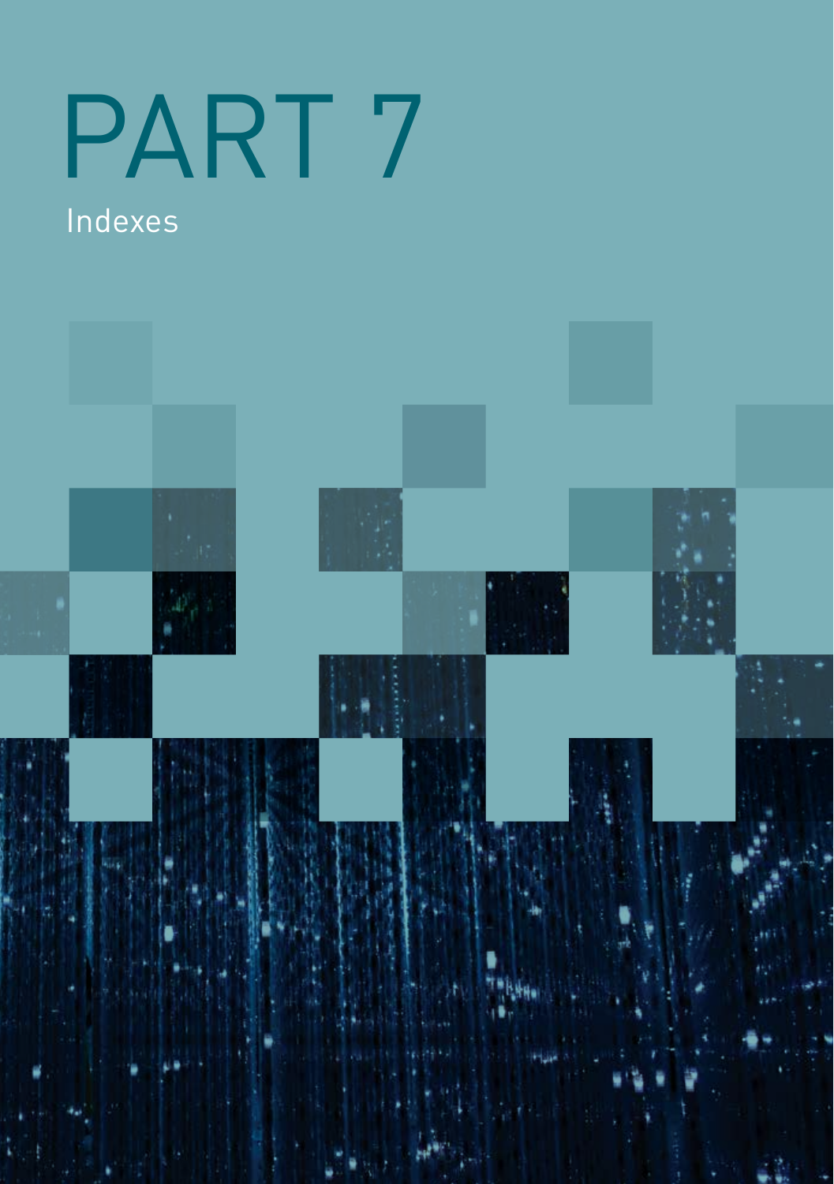# PART 7

## Indexes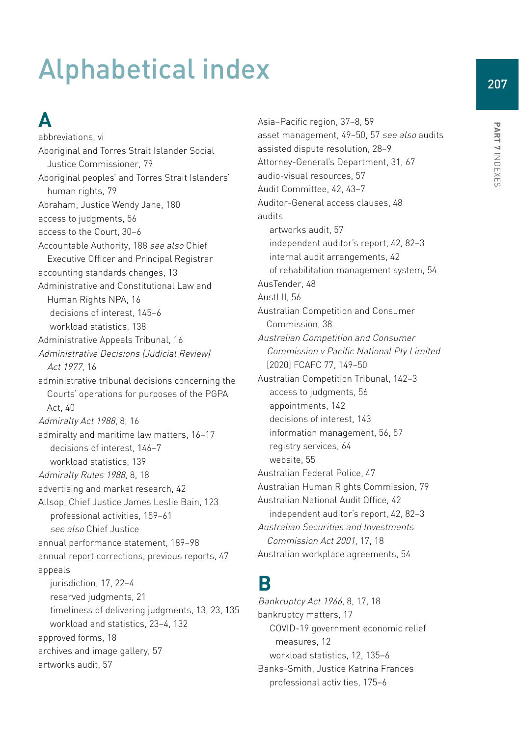# Alphabetical index

## A

abbreviations, vi

Aboriginal and Torres Strait Islander Social Justice Commissioner, 79

Aboriginal peoples' and Torres Strait Islanders' human rights, 79

Abraham, Justice Wendy Jane, 180

access to judgments, 56

access to the Court, 30–6

Accountable Authority, 188 *see also* Chief Executive Officer and Principal Registrar

accounting standards changes, 13

Administrative and Constitutional Law and Human Rights NPA, 16
- decisions of interest, 145–6
- workload statistics, 138

Administrative Appeals Tribunal, 16

*Administrative Decisions (Judicial Review) Act 1977*, 16

administrative tribunal decisions concerning the Courts' operations for purposes of the PGPA Act, 40

*Admiralty Act 1988*, 8, 16

admiralty and maritime law matters, 16–17
- decisions of interest, 146–7
- workload statistics, 139

*Admiralty Rules 1988*, 8, 18

advertising and market research, 42

Allsop, Chief Justice James Leslie Bain, 123
- professional activities, 159–61
- *see also* Chief Justice

annual performance statement, 189–98

annual report corrections, previous reports, 47

appeals
- jurisdiction, 17, 22–4
- reserved judgments, 21
- timeliness of delivering judgments, 13, 23, 135
- workload and statistics, 23–4, 132

approved forms, 18

archives and image gallery, 57

artworks audit, 57

Asia–Pacific region, 37–8, 59

asset management, 49–50, 57 *see also* audits

assisted dispute resolution, 28–9

Attorney-General's Department, 31, 67

audio-visual resources, 57

Audit Committee, 42, 43–7

Auditor-General access clauses, 48

audits
- artworks audit, 57
- independent auditor's report, 42, 82–3
- internal audit arrangements, 42
- of rehabilitation management system, 54

AusTender, 48

AustLII, 56

Australian Competition and Consumer Commission, 38

*Australian Competition and Consumer Commission v Pacific National Pty Limited* [2020] FCAFC 77, 149–50

Australian Competition Tribunal, 142–3
- access to judgments, 56
- appointments, 142
- decisions of interest, 143
- information management, 56, 57
- registry services, 64
- website, 55

Australian Federal Police, 47

Australian Human Rights Commission, 79

Australian National Audit Office, 42
- independent auditor's report, 42, 82–3

*Australian Securities and Investments Commission Act 2001*, 17, 18

Australian workplace agreements, 54

## B

*Bankruptcy Act 1966*, 8, 17, 18

bankruptcy matters, 17
- COVID-19 government economic relief measures, 12
- workload statistics, 12, 135–6

Banks-Smith, Justice Katrina Frances
- professional activities, 175–6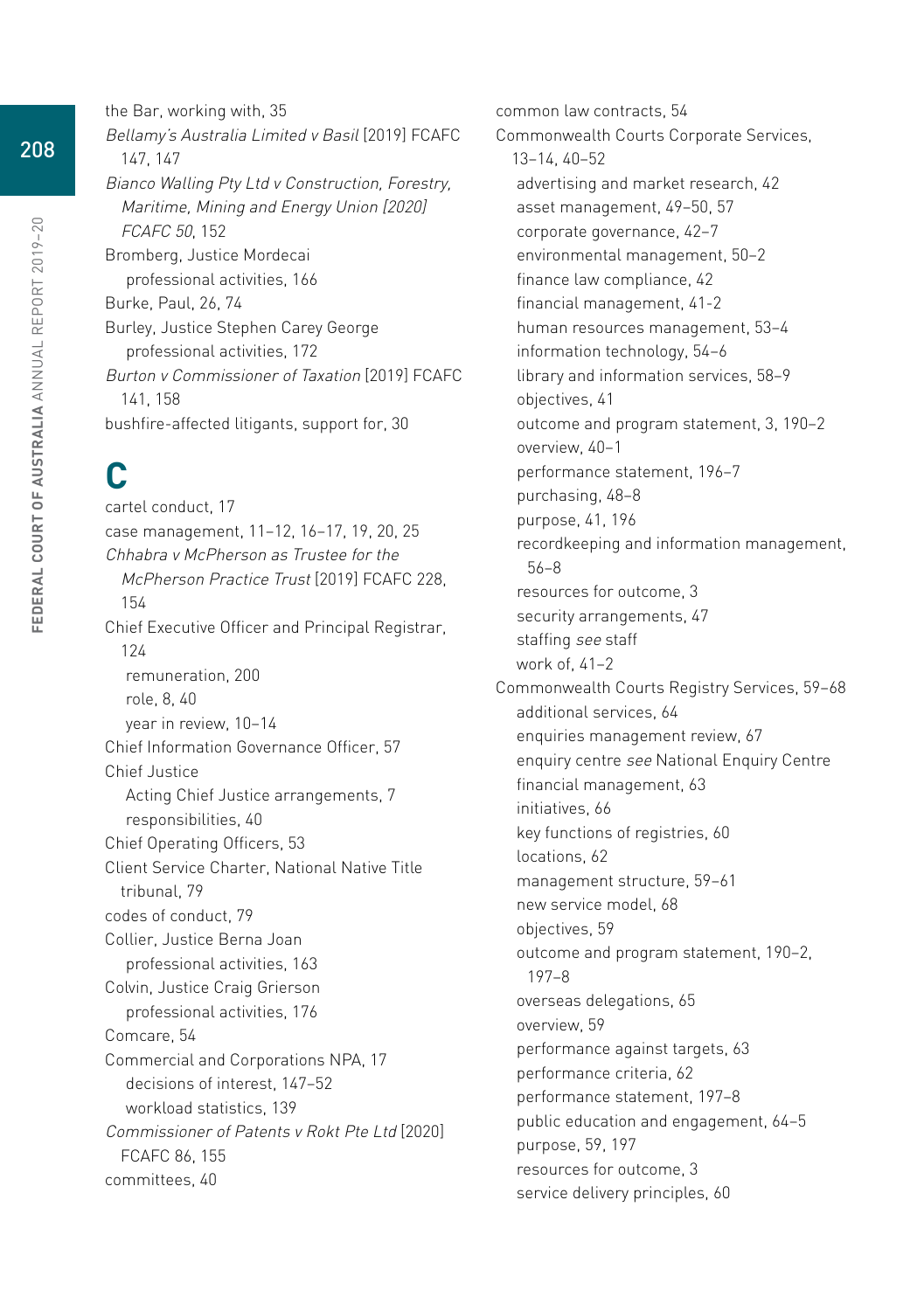the Bar, working with, 35

*Bellamy's Australia Limited v Basil* [2019] FCAFC 147, 147

*Bianco Walling Pty Ltd v Construction, Forestry, Maritime, Mining and Energy Union [2020] FCAFC 50*, 152

Bromberg, Justice Mordecai
  professional activities, 166

Burke, Paul, 26, 74

Burley, Justice Stephen Carey George
  professional activities, 172

*Burton v Commissioner of Taxation* [2019] FCAFC 141, 158

bushfire-affected litigants, support for, 30

# C

cartel conduct, 17

case management, 11–12, 16–17, 19, 20, 25

*Chhabra v McPherson as Trustee for the McPherson Practice Trust* [2019] FCAFC 228, 154

Chief Executive Officer and Principal Registrar, 124
  remuneration, 200
  role, 8, 40
  year in review, 10–14

Chief Information Governance Officer, 57

Chief Justice
  Acting Chief Justice arrangements, 7
  responsibilities, 40

Chief Operating Officers, 53

Client Service Charter, National Native Title tribunal, 79

codes of conduct, 79

Collier, Justice Berna Joan
  professional activities, 163

Colvin, Justice Craig Grierson
  professional activities, 176

Comcare, 54

Commercial and Corporations NPA, 17
  decisions of interest, 147–52
  workload statistics, 139

*Commissioner of Patents v Rokt Pte Ltd* [2020] FCAFC 86, 155

committees, 40

common law contracts, 54

Commonwealth Courts Corporate Services, 13–14, 40–52
  advertising and market research, 42
  asset management, 49–50, 57
  corporate governance, 42–7
  environmental management, 50–2
  finance law compliance, 42
  financial management, 41-2
  human resources management, 53–4
  information technology, 54–6
  library and information services, 58–9
  objectives, 41
  outcome and program statement, 3, 190–2
  overview, 40–1
  performance statement, 196–7
  purchasing, 48–8
  purpose, 41, 196
  recordkeeping and information management, 56–8
  resources for outcome, 3
  security arrangements, 47
  staffing *see* staff
  work of, 41–2

Commonwealth Courts Registry Services, 59–68
  additional services, 64
  enquiries management review, 67
  enquiry centre *see* National Enquiry Centre
  financial management, 63
  initiatives, 66
  key functions of registries, 60
  locations, 62
  management structure, 59–61
  new service model, 68
  objectives, 59
  outcome and program statement, 190–2, 197–8
  overseas delegations, 65
  overview, 59
  performance against targets, 63
  performance criteria, 62
  performance statement, 197–8
  public education and engagement, 64–5
  purpose, 59, 197
  resources for outcome, 3
  service delivery principles, 60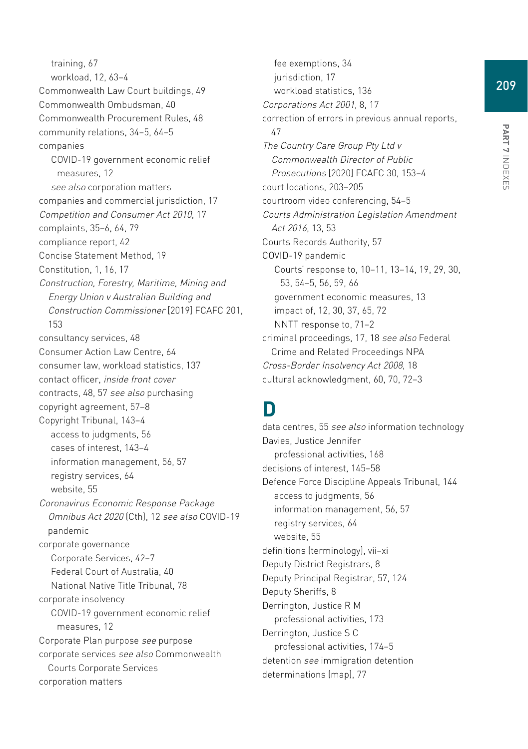- training, 67
- workload, 12, 63–4

Commonwealth Law Court buildings, 49
Commonwealth Ombudsman, 40
Commonwealth Procurement Rules, 48
community relations, 34–5, 64–5
companies
- COVID-19 government economic relief measures, 12
- *see also* corporation matters

companies and commercial jurisdiction, 17
*Competition and Consumer Act 2010*, 17
complaints, 35–6, 64, 79
compliance report, 42
Concise Statement Method, 19
Constitution, 1, 16, 17
*Construction, Forestry, Maritime, Mining and Energy Union v Australian Building and Construction Commissioner* [2019] FCAFC 201, 153
consultancy services, 48
Consumer Action Law Centre, 64
consumer law, workload statistics, 137
contact officer, *inside front cover*
contracts, 48, 57 *see also* purchasing
copyright agreement, 57–8
Copyright Tribunal, 143–4
- access to judgments, 56
- cases of interest, 143–4
- information management, 56, 57
- registry services, 64
- website, 55

*Coronavirus Economic Response Package Omnibus Act 2020* (Cth), 12 *see also* COVID-19 pandemic
corporate governance
- Corporate Services, 42–7
- Federal Court of Australia, 40
- National Native Title Tribunal, 78

corporate insolvency
- COVID-19 government economic relief measures, 12

Corporate Plan purpose *see* purpose
corporate services *see also* Commonwealth Courts Corporate Services
corporation matters
- fee exemptions, 34
- jurisdiction, 17
- workload statistics, 136

*Corporations Act 2001*, 8, 17
correction of errors in previous annual reports, 47
*The Country Care Group Pty Ltd v Commonwealth Director of Public Prosecutions* [2020] FCAFC 30, 153–4
court locations, 203–205
courtroom video conferencing, 54–5
*Courts Administration Legislation Amendment Act 2016*, 13, 53
Courts Records Authority, 57
COVID-19 pandemic
- Courts' response to, 10–11, 13–14, 19, 29, 30, 53, 54–5, 56, 59, 66
- government economic measures, 13
- impact of, 12, 30, 37, 65, 72
- NNTT response to, 71–2

criminal proceedings, 17, 18 *see also* Federal Crime and Related Proceedings NPA
*Cross-Border Insolvency Act 2008*, 18
cultural acknowledgment, 60, 70, 72–3

# D

data centres, 55 *see also* information technology
Davies, Justice Jennifer
- professional activities, 168

decisions of interest, 145–58
Defence Force Discipline Appeals Tribunal, 144
- access to judgments, 56
- information management, 56, 57
- registry services, 64
- website, 55

definitions (terminology), vii–xi
Deputy District Registrars, 8
Deputy Principal Registrar, 57, 124
Deputy Sheriffs, 8
Derrington, Justice R M
- professional activities, 173

Derrington, Justice S C
- professional activities, 174–5

detention *see* immigration detention
determinations (map), 77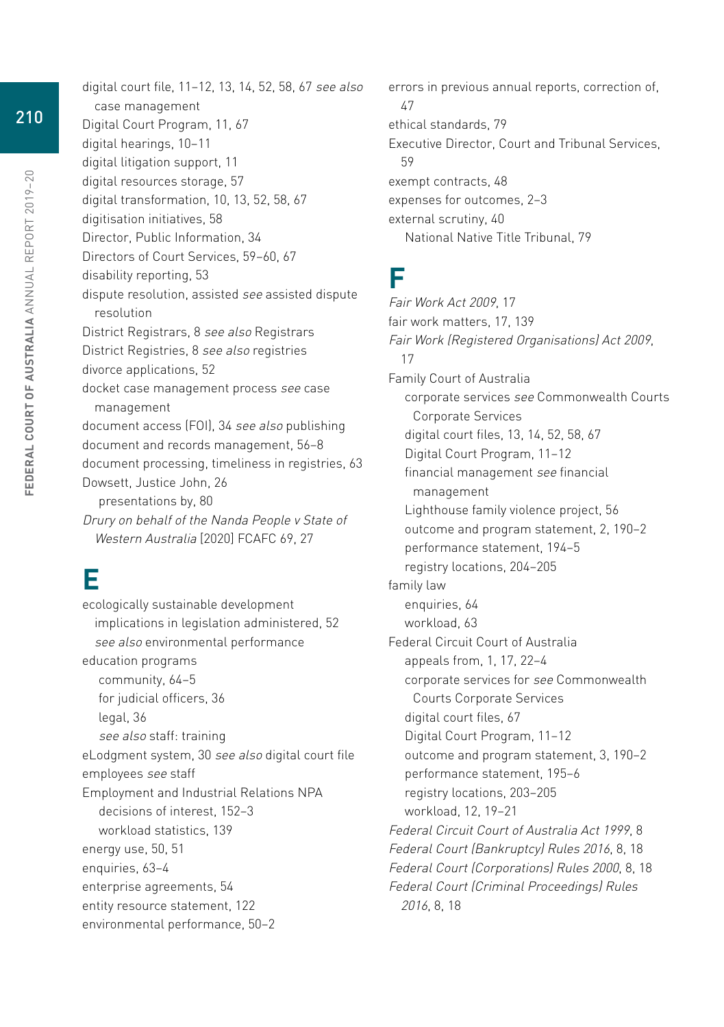digital court file, 11–12, 13, 14, 52, 58, 67 *see also* case management
Digital Court Program, 11, 67
digital hearings, 10–11
digital litigation support, 11
digital resources storage, 57
digital transformation, 10, 13, 52, 58, 67
digitisation initiatives, 58
Director, Public Information, 34
Directors of Court Services, 59–60, 67
disability reporting, 53
dispute resolution, assisted *see* assisted dispute resolution
District Registrars, 8 *see also* Registrars
District Registries, 8 *see also* registries
divorce applications, 52
docket case management process *see* case management
document access (FOI), 34 *see also* publishing
document and records management, 56–8
document processing, timeliness in registries, 63
Dowsett, Justice John, 26
  presentations by, 80
*Drury on behalf of the Nanda People v State of Western Australia* [2020] FCAFC 69, 27

# E

ecologically sustainable development
  implications in legislation administered, 52
  *see also* environmental performance
education programs
  community, 64–5
  for judicial officers, 36
  legal, 36
  *see also* staff: training
eLodgment system, 30 *see also* digital court file
employees *see* staff
Employment and Industrial Relations NPA
  decisions of interest, 152–3
  workload statistics, 139
energy use, 50, 51
enquiries, 63–4
enterprise agreements, 54
entity resource statement, 122
environmental performance, 50–2
errors in previous annual reports, correction of, 47
ethical standards, 79
Executive Director, Court and Tribunal Services, 59
exempt contracts, 48
expenses for outcomes, 2–3
external scrutiny, 40
  National Native Title Tribunal, 79

# F

*Fair Work Act 2009*, 17
fair work matters, 17, 139
*Fair Work (Registered Organisations) Act 2009*, 17
Family Court of Australia
  corporate services *see* Commonwealth Courts Corporate Services
  digital court files, 13, 14, 52, 58, 67
  Digital Court Program, 11–12
  financial management *see* financial management
  Lighthouse family violence project, 56
  outcome and program statement, 2, 190–2
  performance statement, 194–5
  registry locations, 204–205
family law
  enquiries, 64
  workload, 63
Federal Circuit Court of Australia
  appeals from, 1, 17, 22–4
  corporate services for *see* Commonwealth Courts Corporate Services
  digital court files, 67
  Digital Court Program, 11–12
  outcome and program statement, 3, 190–2
  performance statement, 195–6
  registry locations, 203–205
  workload, 12, 19–21
*Federal Circuit Court of Australia Act 1999*, 8
*Federal Court (Bankruptcy) Rules 2016*, 8, 18
*Federal Court (Corporations) Rules 2000*, 8, 18
*Federal Court (Criminal Proceedings) Rules 2016*, 8, 18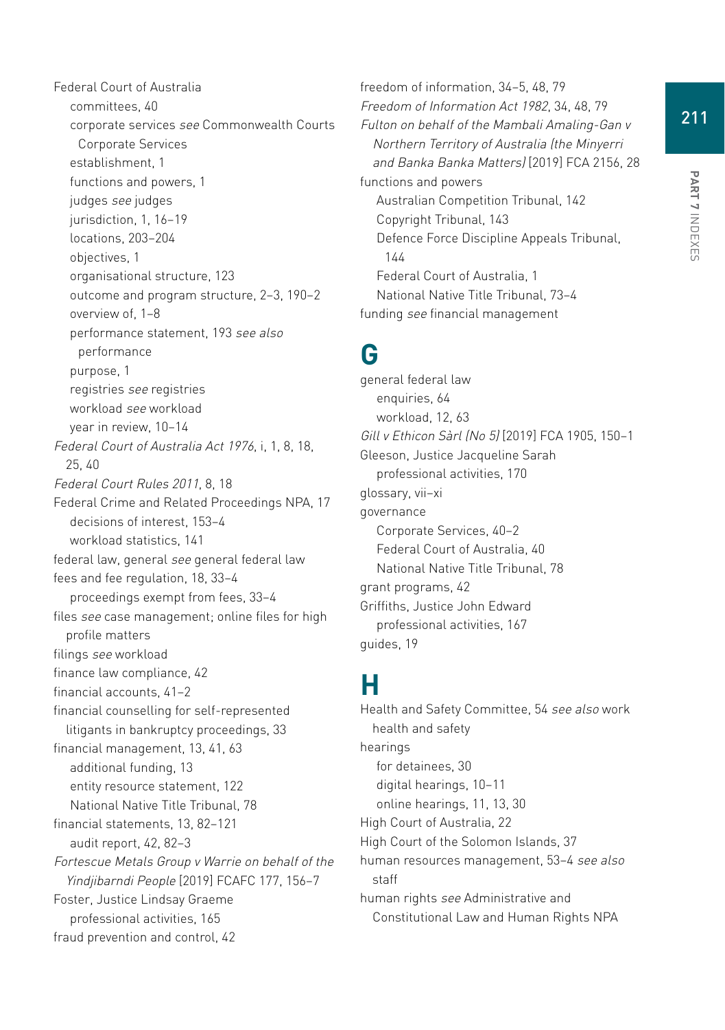Federal Court of Australia
- committees, 40
- corporate services *see* Commonwealth Courts Corporate Services
- establishment, 1
- functions and powers, 1
- judges *see* judges
- jurisdiction, 1, 16–19
- locations, 203–204
- objectives, 1
- organisational structure, 123
- outcome and program structure, 2–3, 190–2
- overview of, 1–8
- performance statement, 193 *see also* performance
- purpose, 1
- registries *see* registries
- workload *see* workload
- year in review, 10–14

*Federal Court of Australia Act 1976*, i, 1, 8, 18, 25, 40

*Federal Court Rules 2011*, 8, 18

Federal Crime and Related Proceedings NPA, 17
- decisions of interest, 153–4
- workload statistics, 141

federal law, general *see* general federal law

fees and fee regulation, 18, 33–4
- proceedings exempt from fees, 33–4

files *see* case management; online files for high profile matters

filings *see* workload

finance law compliance, 42

financial accounts, 41–2

financial counselling for self-represented litigants in bankruptcy proceedings, 33

financial management, 13, 41, 63
- additional funding, 13
- entity resource statement, 122
- National Native Title Tribunal, 78

financial statements, 13, 82–121
- audit report, 42, 82–3

*Fortescue Metals Group v Warrie on behalf of the Yindjibarndi People* [2019] FCAFC 177, 156–7

Foster, Justice Lindsay Graeme
- professional activities, 165

fraud prevention and control, 42

freedom of information, 34–5, 48, 79

*Freedom of Information Act 1982*, 34, 48, 79

*Fulton on behalf of the Mambali Amaling-Gan v Northern Territory of Australia (the Minyerri and Banka Banka Matters)* [2019] FCA 2156, 28

functions and powers
- Australian Competition Tribunal, 142
- Copyright Tribunal, 143
- Defence Force Discipline Appeals Tribunal, 144
- Federal Court of Australia, 1
- National Native Title Tribunal, 73–4

funding *see* financial management

# G

general federal law
- enquiries, 64
- workload, 12, 63

*Gill v Ethicon Sàrl (No 5)* [2019] FCA 1905, 150–1

Gleeson, Justice Jacqueline Sarah
- professional activities, 170

glossary, vii–xi

governance
- Corporate Services, 40–2
- Federal Court of Australia, 40
- National Native Title Tribunal, 78

grant programs, 42

Griffiths, Justice John Edward
- professional activities, 167

guides, 19

# H

Health and Safety Committee, 54 *see also* work health and safety

hearings
- for detainees, 30
- digital hearings, 10–11
- online hearings, 11, 13, 30

High Court of Australia, 22

High Court of the Solomon Islands, 37

human resources management, 53–4 *see also* staff

human rights *see* Administrative and Constitutional Law and Human Rights NPA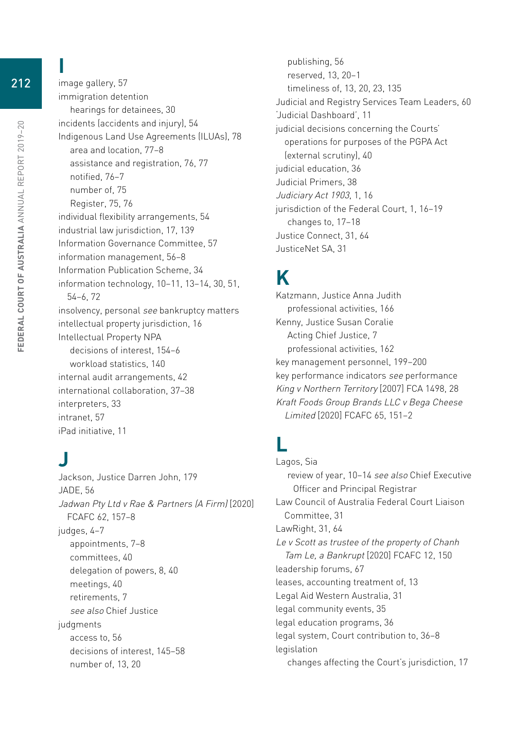# I

image gallery, 57
immigration detention
  hearings for detainees, 30
incidents (accidents and injury), 54
Indigenous Land Use Agreements (ILUAs), 78
  area and location, 77–8
  assistance and registration, 76, 77
  notified, 76–7
  number of, 75
  Register, 75, 76
individual flexibility arrangements, 54
industrial law jurisdiction, 17, 139
Information Governance Committee, 57
information management, 56–8
Information Publication Scheme, 34
information technology, 10–11, 13–14, 30, 51, 54–6, 72
insolvency, personal *see* bankruptcy matters
intellectual property jurisdiction, 16
Intellectual Property NPA
  decisions of interest, 154–6
  workload statistics, 140
internal audit arrangements, 42
international collaboration, 37–38
interpreters, 33
intranet, 57
iPad initiative, 11

# J

Jackson, Justice Darren John, 179
JADE, 56
*Jadwan Pty Ltd v Rae & Partners (A Firm)* [2020] FCAFC 62, 157–8
judges, 4–7
  appointments, 7–8
  committees, 40
  delegation of powers, 8, 40
  meetings, 40
  retirements, 7
  *see also* Chief Justice
judgments
  access to, 56
  decisions of interest, 145–58
  number of, 13, 20
  publishing, 56
  reserved, 13, 20–1
  timeliness of, 13, 20, 23, 135
Judicial and Registry Services Team Leaders, 60
'Judicial Dashboard', 11
judicial decisions concerning the Courts' operations for purposes of the PGPA Act (external scrutiny), 40
judicial education, 36
Judicial Primers, 38
*Judiciary Act 1903*, 1, 16
jurisdiction of the Federal Court, 1, 16–19
  changes to, 17–18
Justice Connect, 31, 64
JusticeNet SA, 31

# K

Katzmann, Justice Anna Judith
  professional activities, 166
Kenny, Justice Susan Coralie
  Acting Chief Justice, 7
  professional activities, 162
key management personnel, 199–200
key performance indicators *see* performance
*King v Northern Territory* [2007] FCA 1498, 28
*Kraft Foods Group Brands LLC v Bega Cheese Limited* [2020] FCAFC 65, 151–2

# L

Lagos, Sia
  review of year, 10–14 *see also* Chief Executive Officer and Principal Registrar
Law Council of Australia Federal Court Liaison Committee, 31
LawRight, 31, 64
*Le v Scott as trustee of the property of Chanh Tam Le, a Bankrupt* [2020] FCAFC 12, 150
leadership forums, 67
leases, accounting treatment of, 13
Legal Aid Western Australia, 31
legal community events, 35
legal education programs, 36
legal system, Court contribution to, 36–8
legislation
  changes affecting the Court's jurisdiction, 17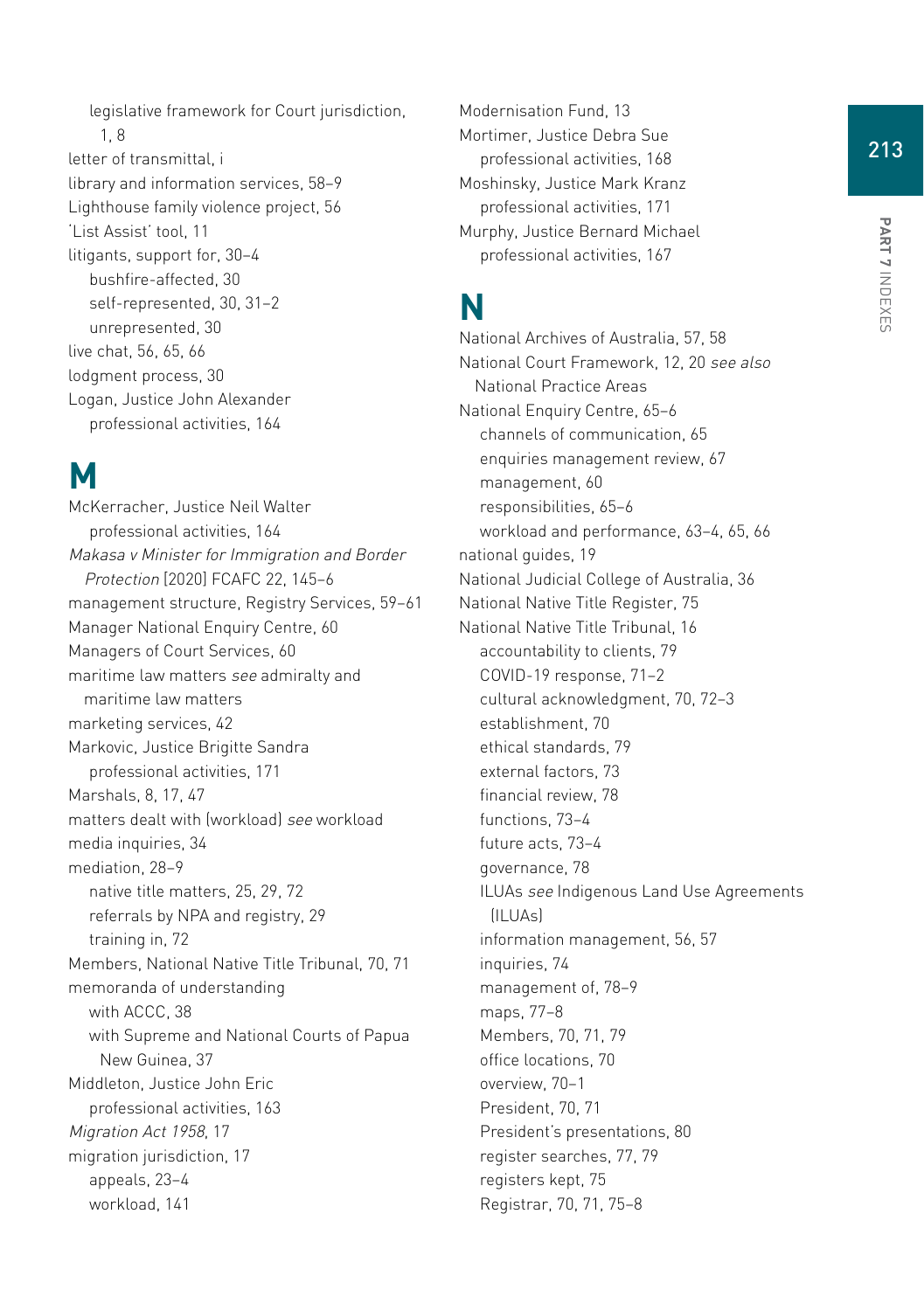legislative framework for Court jurisdiction, 1, 8
letter of transmittal, i
library and information services, 58–9
Lighthouse family violence project, 56
'List Assist' tool, 11
litigants, support for, 30–4
  bushfire-affected, 30
  self-represented, 30, 31–2
  unrepresented, 30
live chat, 56, 65, 66
lodgment process, 30
Logan, Justice John Alexander
  professional activities, 164

## M

McKerracher, Justice Neil Walter
  professional activities, 164
*Makasa v Minister for Immigration and Border Protection* [2020] FCAFC 22, 145–6
management structure, Registry Services, 59–61
Manager National Enquiry Centre, 60
Managers of Court Services, 60
maritime law matters *see* admiralty and maritime law matters
marketing services, 42
Markovic, Justice Brigitte Sandra
  professional activities, 171
Marshals, 8, 17, 47
matters dealt with (workload) *see* workload
media inquiries, 34
mediation, 28–9
  native title matters, 25, 29, 72
  referrals by NPA and registry, 29
  training in, 72
Members, National Native Title Tribunal, 70, 71
memoranda of understanding
  with ACCC, 38
  with Supreme and National Courts of Papua New Guinea, 37
Middleton, Justice John Eric
  professional activities, 163
*Migration Act 1958*, 17
migration jurisdiction, 17
  appeals, 23–4
  workload, 141
Modernisation Fund, 13
Mortimer, Justice Debra Sue
  professional activities, 168
Moshinsky, Justice Mark Kranz
  professional activities, 171
Murphy, Justice Bernard Michael
  professional activities, 167

## N

National Archives of Australia, 57, 58
National Court Framework, 12, 20 *see also* National Practice Areas
National Enquiry Centre, 65–6
  channels of communication, 65
  enquiries management review, 67
  management, 60
  responsibilities, 65–6
  workload and performance, 63–4, 65, 66
national guides, 19
National Judicial College of Australia, 36
National Native Title Register, 75
National Native Title Tribunal, 16
  accountability to clients, 79
  COVID-19 response, 71–2
  cultural acknowledgment, 70, 72–3
  establishment, 70
  ethical standards, 79
  external factors, 73
  financial review, 78
  functions, 73–4
  future acts, 73–4
  governance, 78
  ILUAs *see* Indigenous Land Use Agreements (ILUAs)
  information management, 56, 57
  inquiries, 74
  management of, 78–9
  maps, 77–8
  Members, 70, 71, 79
  office locations, 70
  overview, 70–1
  President, 70, 71
  President's presentations, 80
  register searches, 77, 79
  registers kept, 75
  Registrar, 70, 71, 75–8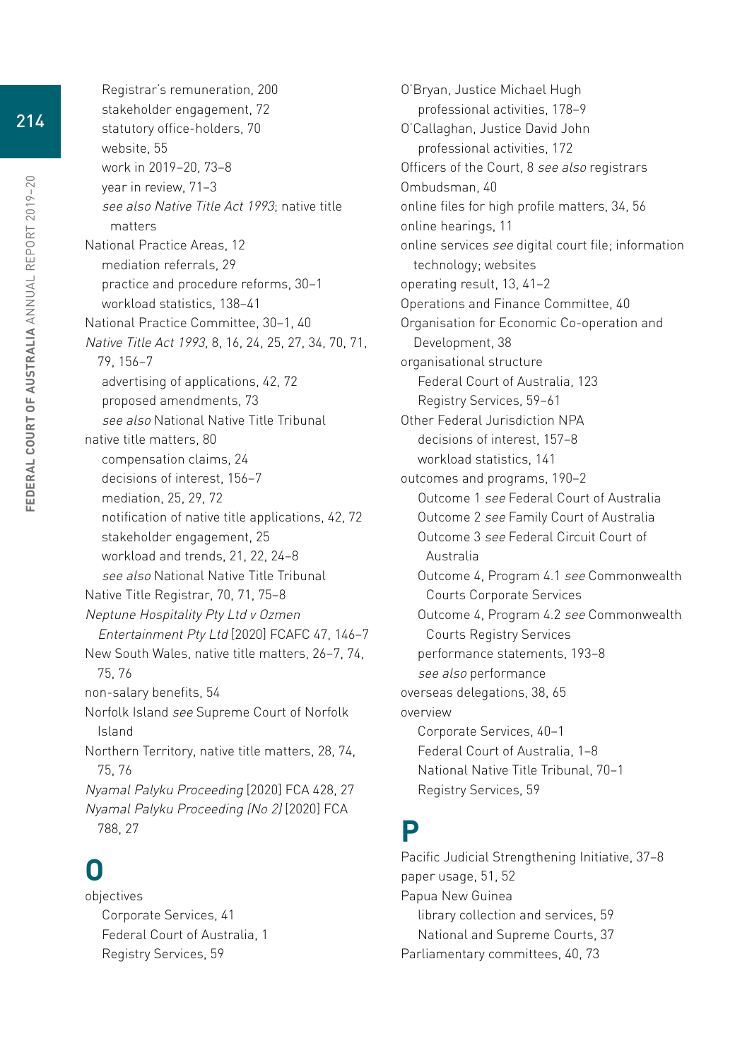Registrar's remuneration, 200
stakeholder engagement, 72
statutory office-holders, 70
website, 55
work in 2019–20, 73–8
year in review, 71–3
*see also Native Title Act 1993*; native title matters

National Practice Areas, 12
mediation referrals, 29
practice and procedure reforms, 30–1
workload statistics, 138–41

National Practice Committee, 30–1, 40

*Native Title Act 1993*, 8, 16, 24, 25, 27, 34, 70, 71, 79, 156–7
advertising of applications, 42, 72
proposed amendments, 73
*see also* National Native Title Tribunal

native title matters, 80
compensation claims, 24
decisions of interest, 156–7
mediation, 25, 29, 72
notification of native title applications, 42, 72
stakeholder engagement, 25
workload and trends, 21, 22, 24–8
*see also* National Native Title Tribunal

Native Title Registrar, 70, 71, 75–8

*Neptune Hospitality Pty Ltd v Ozmen Entertainment Pty Ltd* [2020] FCAFC 47, 146–7

New South Wales, native title matters, 26–7, 74, 75, 76

non-salary benefits, 54

Norfolk Island *see* Supreme Court of Norfolk Island

Northern Territory, native title matters, 28, 74, 75, 76

*Nyamal Palyku Proceeding* [2020] FCA 428, 27

*Nyamal Palyku Proceeding (No 2)* [2020] FCA 788, 27

# O

objectives
Corporate Services, 41
Federal Court of Australia, 1
Registry Services, 59

O'Bryan, Justice Michael Hugh
professional activities, 178–9

O'Callaghan, Justice David John
professional activities, 172

Officers of the Court, 8 *see also* registrars

Ombudsman, 40

online files for high profile matters, 34, 56

online hearings, 11

online services *see* digital court file; information technology; websites

operating result, 13, 41–2

Operations and Finance Committee, 40

Organisation for Economic Co-operation and Development, 38

organisational structure
Federal Court of Australia, 123
Registry Services, 59–61

Other Federal Jurisdiction NPA
decisions of interest, 157–8
workload statistics, 141

outcomes and programs, 190–2
Outcome 1 *see* Federal Court of Australia
Outcome 2 *see* Family Court of Australia
Outcome 3 *see* Federal Circuit Court of Australia
Outcome 4, Program 4.1 *see* Commonwealth Courts Corporate Services
Outcome 4, Program 4.2 *see* Commonwealth Courts Registry Services
performance statements, 193–8
*see also* performance

overseas delegations, 38, 65

overview
Corporate Services, 40–1
Federal Court of Australia, 1–8
National Native Title Tribunal, 70–1
Registry Services, 59

# P

Pacific Judicial Strengthening Initiative, 37–8

paper usage, 51, 52

Papua New Guinea
library collection and services, 59
National and Supreme Courts, 37

Parliamentary committees, 40, 73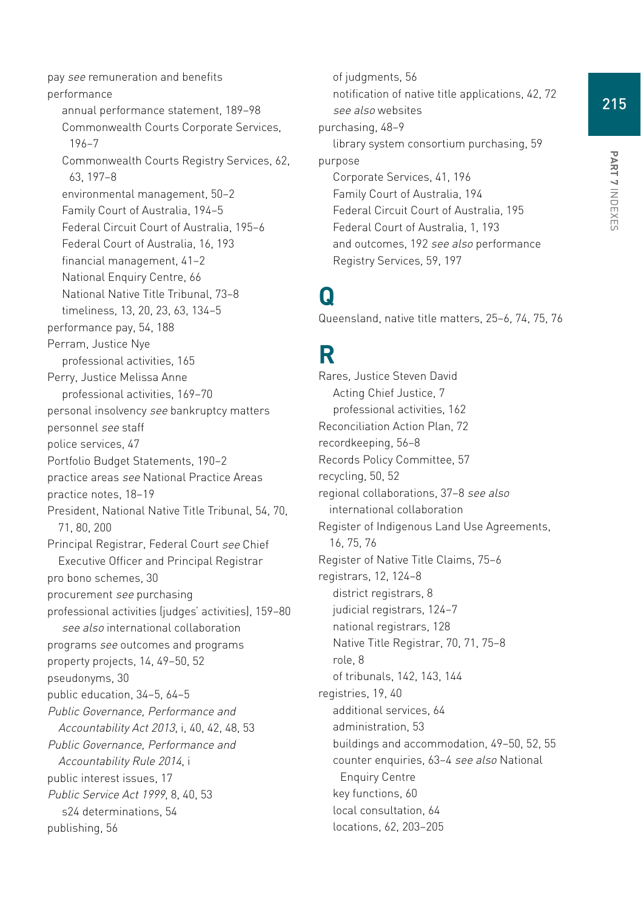pay *see* remuneration and benefits
performance
  annual performance statement, 189–98
  Commonwealth Courts Corporate Services, 196–7
  Commonwealth Courts Registry Services, 62, 63, 197–8
  environmental management, 50–2
  Family Court of Australia, 194–5
  Federal Circuit Court of Australia, 195–6
  Federal Court of Australia, 16, 193
  financial management, 41–2
  National Enquiry Centre, 66
  National Native Title Tribunal, 73–8
  timeliness, 13, 20, 23, 63, 134–5
performance pay, 54, 188
Perram, Justice Nye
  professional activities, 165
Perry, Justice Melissa Anne
  professional activities, 169–70
personal insolvency *see* bankruptcy matters
personnel *see* staff
police services, 47
Portfolio Budget Statements, 190–2
practice areas *see* National Practice Areas
practice notes, 18–19
President, National Native Title Tribunal, 54, 70, 71, 80, 200
Principal Registrar, Federal Court *see* Chief Executive Officer and Principal Registrar
pro bono schemes, 30
procurement *see* purchasing
professional activities (judges' activities), 159–80
  *see also* international collaboration
programs *see* outcomes and programs
property projects, 14, 49–50, 52
pseudonyms, 30
public education, 34–5, 64–5
*Public Governance, Performance and Accountability Act 2013*, i, 40, 42, 48, 53
*Public Governance, Performance and Accountability Rule 2014*, i
public interest issues, 17
*Public Service Act 1999*, 8, 40, 53
  s24 determinations, 54
publishing, 56
  of judgments, 56
  notification of native title applications, 42, 72
  *see also* websites
purchasing, 48–9
  library system consortium purchasing, 59
purpose
  Corporate Services, 41, 196
  Family Court of Australia, 194
  Federal Circuit Court of Australia, 195
  Federal Court of Australia, 1, 193
  and outcomes, 192 *see also* performance
  Registry Services, 59, 197

# Q

Queensland, native title matters, 25–6, 74, 75, 76

# R

Rares, Justice Steven David
  Acting Chief Justice, 7
  professional activities, 162
Reconciliation Action Plan, 72
recordkeeping, 56–8
Records Policy Committee, 57
recycling, 50, 52
regional collaborations, 37–8 *see also* international collaboration
Register of Indigenous Land Use Agreements, 16, 75, 76
Register of Native Title Claims, 75–6
registrars, 12, 124–8
  district registrars, 8
  judicial registrars, 124–7
  national registrars, 128
  Native Title Registrar, 70, 71, 75–8
  role, 8
  of tribunals, 142, 143, 144
registries, 19, 40
  additional services, 64
  administration, 53
  buildings and accommodation, 49–50, 52, 55
  counter enquiries, 63–4 *see also* National Enquiry Centre
  key functions, 60
  local consultation, 64
  locations, 62, 203–205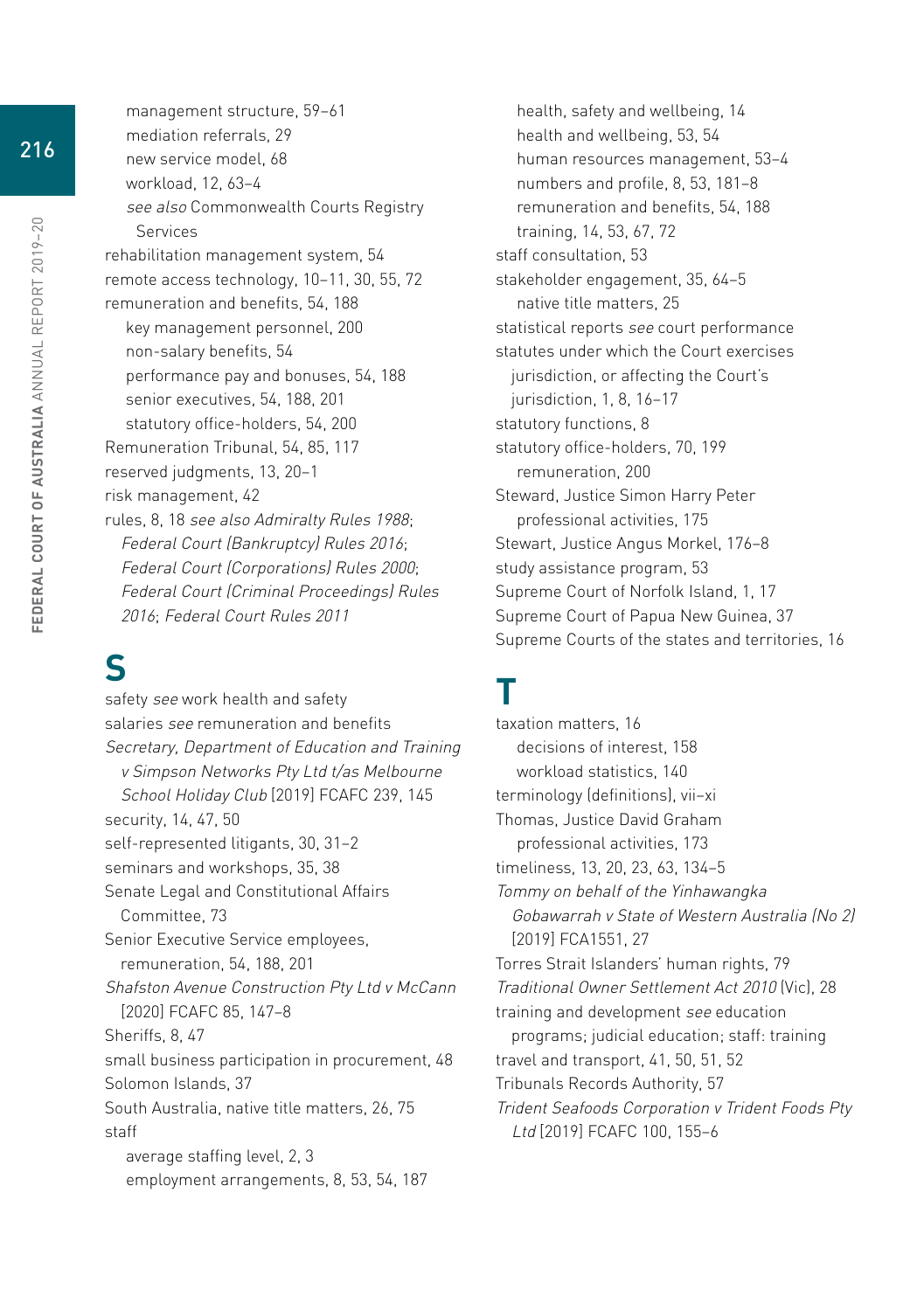- management structure, 59–61
- mediation referrals, 29
- new service model, 68
- workload, 12, 63–4
- *see also* Commonwealth Courts Registry Services

rehabilitation management system, 54
remote access technology, 10–11, 30, 55, 72
remuneration and benefits, 54, 188
- key management personnel, 200
- non-salary benefits, 54
- performance pay and bonuses, 54, 188
- senior executives, 54, 188, 201
- statutory office-holders, 54, 200

Remuneration Tribunal, 54, 85, 117
reserved judgments, 13, 20–1
risk management, 42
rules, 8, 18 *see also Admiralty Rules 1988*; *Federal Court (Bankruptcy) Rules 2016*; *Federal Court (Corporations) Rules 2000*; *Federal Court (Criminal Proceedings) Rules 2016*; *Federal Court Rules 2011*

# S

safety *see* work health and safety
salaries *see* remuneration and benefits
*Secretary, Department of Education and Training v Simpson Networks Pty Ltd t/as Melbourne School Holiday Club* [2019] FCAFC 239, 145
security, 14, 47, 50
self-represented litigants, 30, 31–2
seminars and workshops, 35, 38
Senate Legal and Constitutional Affairs Committee, 73
Senior Executive Service employees, remuneration, 54, 188, 201
*Shafston Avenue Construction Pty Ltd v McCann* [2020] FCAFC 85, 147–8
Sheriffs, 8, 47
small business participation in procurement, 48
Solomon Islands, 37
South Australia, native title matters, 26, 75
staff
- average staffing level, 2, 3
- employment arrangements, 8, 53, 54, 187
- health, safety and wellbeing, 14
- health and wellbeing, 53, 54
- human resources management, 53–4
- numbers and profile, 8, 53, 181–8
- remuneration and benefits, 54, 188
- training, 14, 53, 67, 72

staff consultation, 53
stakeholder engagement, 35, 64–5
- native title matters, 25

statistical reports *see* court performance
statutes under which the Court exercises jurisdiction, or affecting the Court's jurisdiction, 1, 8, 16–17
statutory functions, 8
statutory office-holders, 70, 199
- remuneration, 200

Steward, Justice Simon Harry Peter
- professional activities, 175

Stewart, Justice Angus Morkel, 176–8
study assistance program, 53
Supreme Court of Norfolk Island, 1, 17
Supreme Court of Papua New Guinea, 37
Supreme Courts of the states and territories, 16

# T

taxation matters, 16
- decisions of interest, 158
- workload statistics, 140

terminology (definitions), vii–xi
Thomas, Justice David Graham
- professional activities, 173

timeliness, 13, 20, 23, 63, 134–5
*Tommy on behalf of the Yinhawangka Gobawarrah v State of Western Australia (No 2)* [2019] FCA1551, 27
Torres Strait Islanders' human rights, 79
*Traditional Owner Settlement Act 2010* (Vic), 28
training and development *see* education programs; judicial education; staff: training
travel and transport, 41, 50, 51, 52
Tribunals Records Authority, 57
*Trident Seafoods Corporation v Trident Foods Pty Ltd* [2019] FCAFC 100, 155–6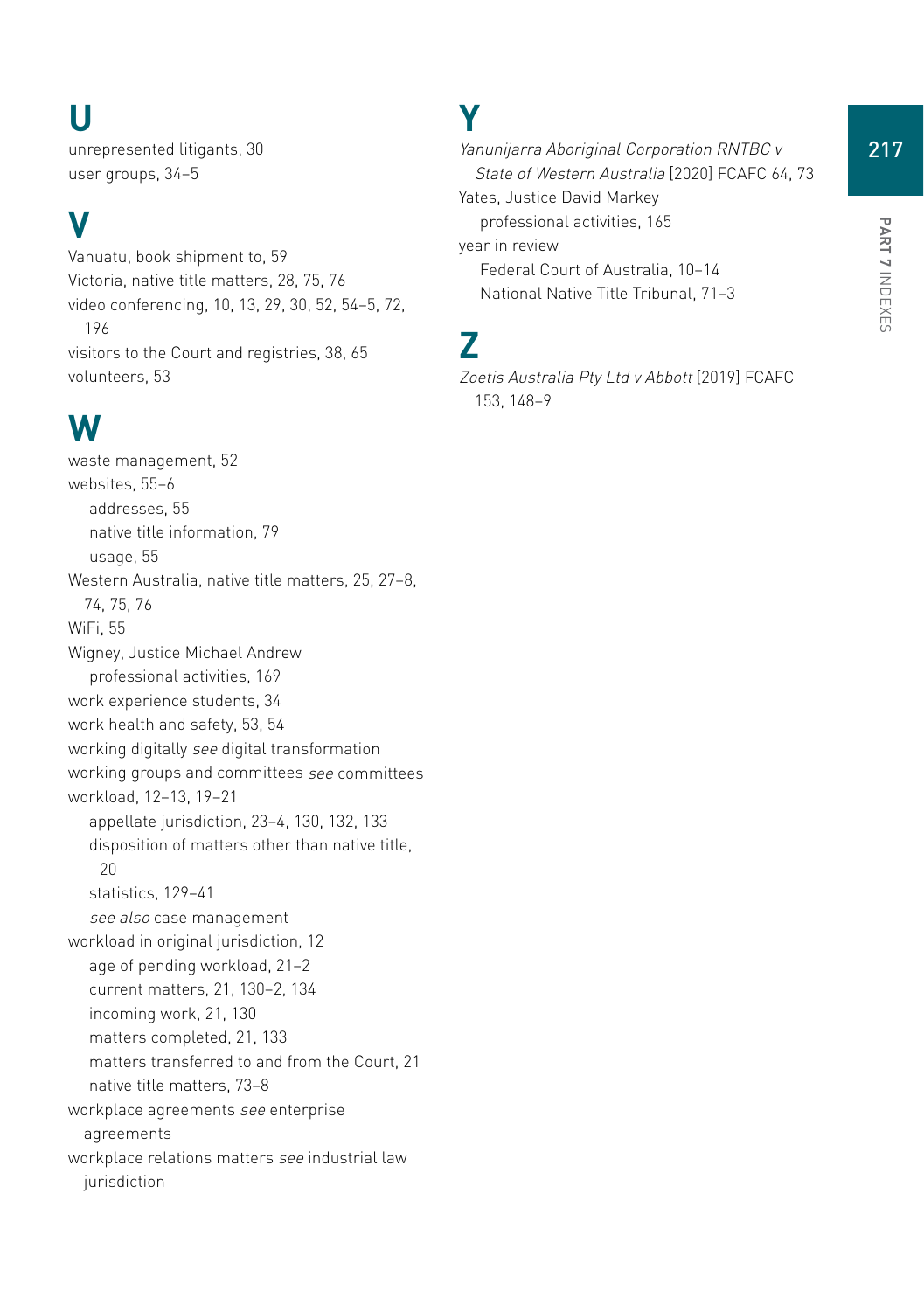# U

unrepresented litigants, 30
user groups, 34–5

# V

Vanuatu, book shipment to, 59
Victoria, native title matters, 28, 75, 76
video conferencing, 10, 13, 29, 30, 52, 54–5, 72, 196
visitors to the Court and registries, 38, 65
volunteers, 53

# W

waste management, 52
websites, 55–6
  addresses, 55
  native title information, 79
  usage, 55
Western Australia, native title matters, 25, 27–8, 74, 75, 76
WiFi, 55
Wigney, Justice Michael Andrew
  professional activities, 169
work experience students, 34
work health and safety, 53, 54
working digitally *see* digital transformation
working groups and committees *see* committees
workload, 12–13, 19–21
  appellate jurisdiction, 23–4, 130, 132, 133
  disposition of matters other than native title, 20
  statistics, 129–41
  *see also* case management
workload in original jurisdiction, 12
  age of pending workload, 21–2
  current matters, 21, 130–2, 134
  incoming work, 21, 130
  matters completed, 21, 133
  matters transferred to and from the Court, 21
  native title matters, 73–8
workplace agreements *see* enterprise agreements
workplace relations matters *see* industrial law jurisdiction

# Y

*Yanunijarra Aboriginal Corporation RNTBC v State of Western Australia* [2020] FCAFC 64, 73
Yates, Justice David Markey
  professional activities, 165
year in review
  Federal Court of Australia, 10–14
  National Native Title Tribunal, 71–3

# Z

*Zoetis Australia Pty Ltd v Abbott* [2019] FCAFC 153, 148–9